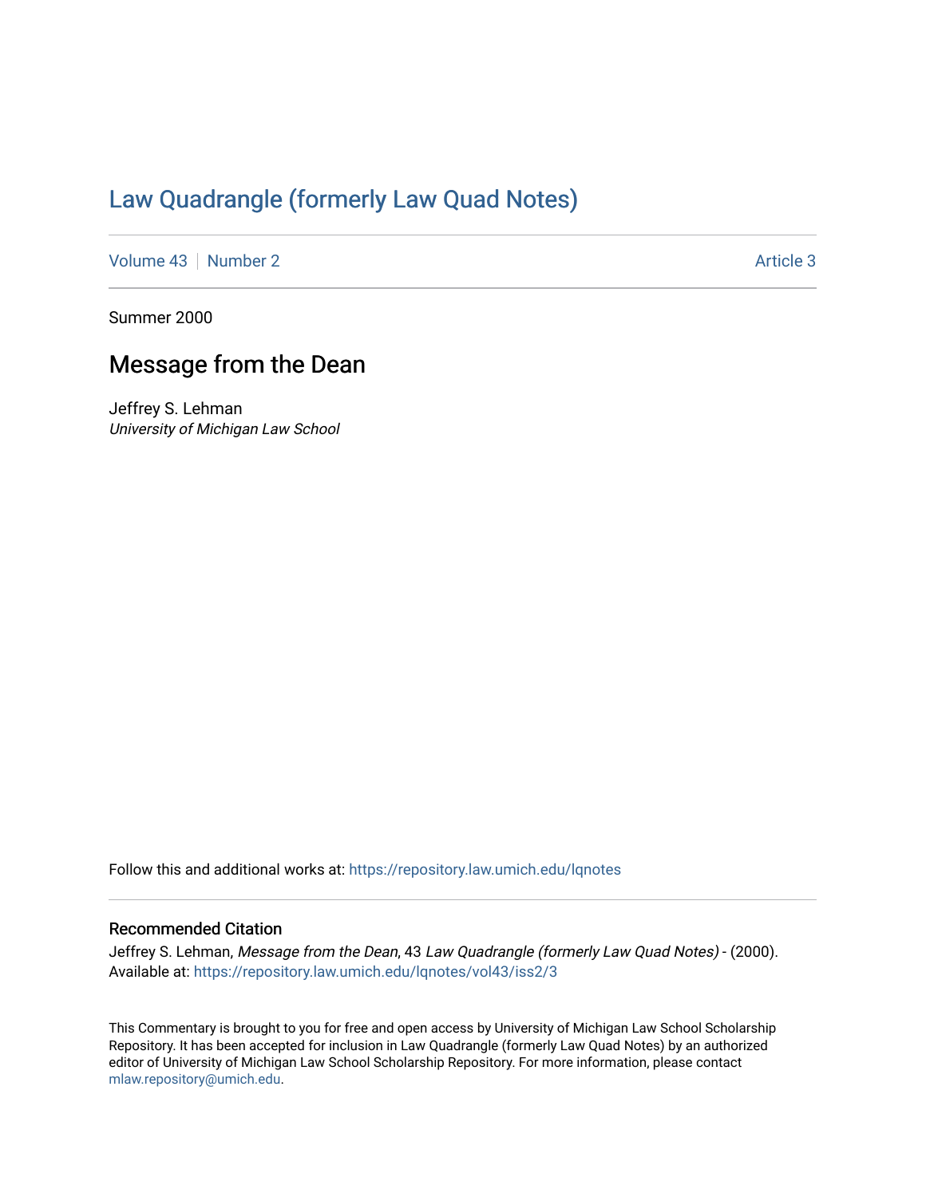# Law Quadrangle (formerly Law Quad Notes)

Volume 43 | Number 2 | Article 3

Summer 2000

## Message from the Dean

Jeffrey S. Lehman
*University of Michigan Law School*

Follow this and additional works at: https://repository.law.umich.edu/lqnotes

### Recommended Citation

Jeffrey S. Lehman, *Message from the Dean*, 43 *Law Quadrangle (formerly Law Quad Notes)* - (2000).
Available at: https://repository.law.umich.edu/lqnotes/vol43/iss2/3

This Commentary is brought to you for free and open access by University of Michigan Law School Scholarship Repository. It has been accepted for inclusion in Law Quadrangle (formerly Law Quad Notes) by an authorized editor of University of Michigan Law School Scholarship Repository. For more information, please contact mlaw.repository@umich.edu.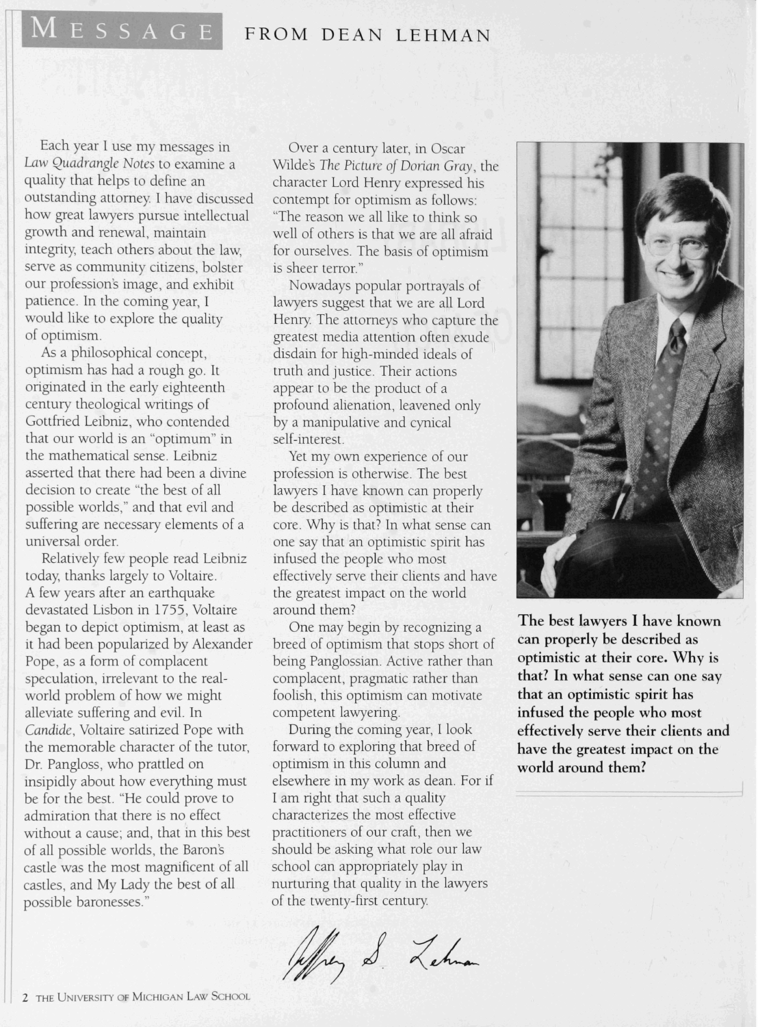# MESSAGE FROM DEAN LEHMAN

Each year I use my messages in *Law Quadrangle Notes* to examine a quality that helps to define an outstanding attorney. I have discussed how great lawyers pursue intellectual growth and renewal, maintain integrity, teach others about the law, serve as community citizens, bolster our profession's image, and exhibit patience. In the coming year, I would like to explore the quality of optimism.

As a philosophical concept, optimism has had a rough go. It originated in the early eighteenth century theological writings of Gottfried Leibniz, who contended that our world is an "optimum" in the mathematical sense. Leibniz asserted that there had been a divine decision to create "the best of all possible worlds," and that evil and suffering are necessary elements of a universal order.

Relatively few people read Leibniz today, thanks largely to Voltaire. A few years after an earthquake devastated Lisbon in 1755, Voltaire began to depict optimism, at least as it had been popularized by Alexander Pope, as a form of complacent speculation, irrelevant to the real-world problem of how we might alleviate suffering and evil. In *Candide*, Voltaire satirized Pope with the memorable character of the tutor, Dr. Pangloss, who prattled on insipidly about how everything must be for the best. "He could prove to admiration that there is no effect without a cause; and, that in this best of all possible worlds, the Baron's castle was the most magnificent of all castles, and My Lady the best of all possible baronesses."

Over a century later, in Oscar Wilde's *The Picture of Dorian Gray*, the character Lord Henry expressed his contempt for optimism as follows: "The reason we all like to think so well of others is that we are all afraid for ourselves. The basis of optimism is sheer terror."

Nowadays popular portrayals of lawyers suggest that we are all Lord Henry. The attorneys who capture the greatest media attention often exude disdain for high-minded ideals of truth and justice. Their actions appear to be the product of a profound alienation, leavened only by a manipulative and cynical self-interest.

Yet my own experience of our profession is otherwise. The best lawyers I have known can properly be described as optimistic at their core. Why is that? In what sense can one say that an optimistic spirit has infused the people who most effectively serve their clients and have the greatest impact on the world around them?

One may begin by recognizing a breed of optimism that stops short of being Panglossian. Active rather than complacent, pragmatic rather than foolish, this optimism can motivate competent lawyering.

During the coming year, I look forward to exploring that breed of optimism in this column and elsewhere in my work as dean. For if I am right that such a quality characterizes the most effective practitioners of our craft, then we should be asking what role our law school can appropriately play in nurturing that quality in the lawyers of the twenty-first century.

Jeffrey S. Lehman

**The best lawyers I have known can properly be described as optimistic at their core. Why is that? In what sense can one say that an optimistic spirit has infused the people who most effectively serve their clients and have the greatest impact on the world around them?**